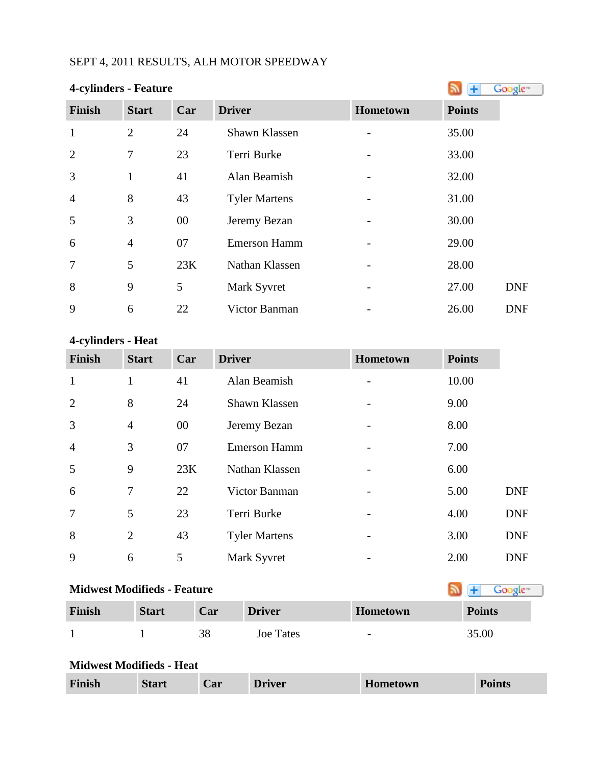SEPT 4, 2011 RESULTS, ALH MOTOR SPEEDWAY

### 4-cylinders - Feature

| Finish | Start | Car | Driver | Hometown | Points | |
|---|---|---|---|---|---|---|
| 1 | 2 | 24 | Shawn Klassen | - | 35.00 | |
| 2 | 7 | 23 | Terri Burke | - | 33.00 | |
| 3 | 1 | 41 | Alan Beamish | - | 32.00 | |
| 4 | 8 | 43 | Tyler Martens | - | 31.00 | |
| 5 | 3 | 00 | Jeremy Bezan | - | 30.00 | |
| 6 | 4 | 07 | Emerson Hamm | - | 29.00 | |
| 7 | 5 | 23K | Nathan Klassen | - | 28.00 | |
| 8 | 9 | 5 | Mark Syvret | - | 27.00 | DNF |
| 9 | 6 | 22 | Victor Banman | - | 26.00 | DNF |

### 4-cylinders - Heat

| Finish | Start | Car | Driver | Hometown | Points | |
|---|---|---|---|---|---|---|
| 1 | 1 | 41 | Alan Beamish | - | 10.00 | |
| 2 | 8 | 24 | Shawn Klassen | - | 9.00 | |
| 3 | 4 | 00 | Jeremy Bezan | - | 8.00 | |
| 4 | 3 | 07 | Emerson Hamm | - | 7.00 | |
| 5 | 9 | 23K | Nathan Klassen | - | 6.00 | |
| 6 | 7 | 22 | Victor Banman | - | 5.00 | DNF |
| 7 | 5 | 23 | Terri Burke | - | 4.00 | DNF |
| 8 | 2 | 43 | Tyler Martens | - | 3.00 | DNF |
| 9 | 6 | 5 | Mark Syvret | - | 2.00 | DNF |

### Midwest Modifieds - Feature

| Finish | Start | Car | Driver | Hometown | Points |
|---|---|---|---|---|---|
| 1 | 1 | 38 | Joe Tates | - | 35.00 |

### Midwest Modifieds - Heat

| Finish | Start | Car | Driver | Hometown | Points |
|---|---|---|---|---|---|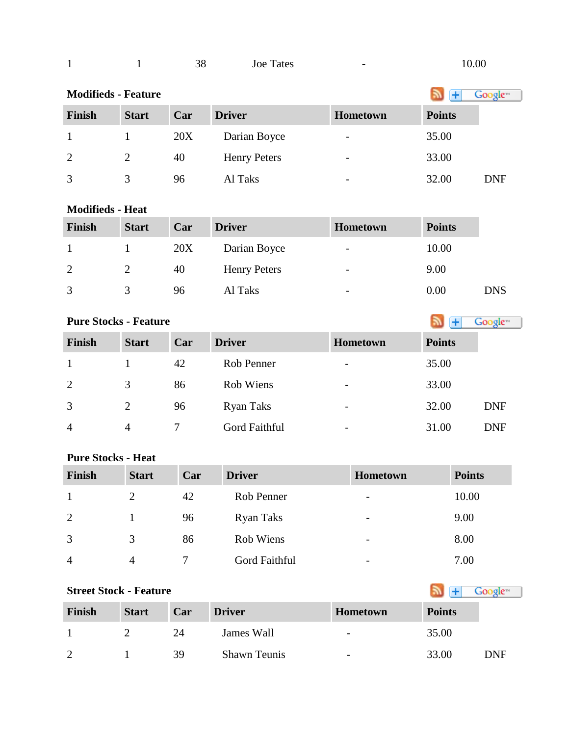| 1 | 1 | 38 | Joe Tates | - | 10.00 |
|---|---|---|---|---|---|

**Modifieds - Feature**

| Finish | Start | Car | Driver | Hometown | Points | |
|---|---|---|---|---|---|---|
| 1 | 1 | 20X | Darian Boyce | - | 35.00 | |
| 2 | 2 | 40 | Henry Peters | - | 33.00 | |
| 3 | 3 | 96 | Al Taks | - | 32.00 | DNF |

**Modifieds - Heat**

| Finish | Start | Car | Driver | Hometown | Points | |
|---|---|---|---|---|---|---|
| 1 | 1 | 20X | Darian Boyce | - | 10.00 | |
| 2 | 2 | 40 | Henry Peters | - | 9.00 | |
| 3 | 3 | 96 | Al Taks | - | 0.00 | DNS |

**Pure Stocks - Feature**

| Finish | Start | Car | Driver | Hometown | Points | |
|---|---|---|---|---|---|---|
| 1 | 1 | 42 | Rob Penner | - | 35.00 | |
| 2 | 3 | 86 | Rob Wiens | - | 33.00 | |
| 3 | 2 | 96 | Ryan Taks | - | 32.00 | DNF |
| 4 | 4 | 7 | Gord Faithful | - | 31.00 | DNF |

**Pure Stocks - Heat**

| Finish | Start | Car | Driver | Hometown | Points |
|---|---|---|---|---|---|
| 1 | 2 | 42 | Rob Penner | - | 10.00 |
| 2 | 1 | 96 | Ryan Taks | - | 9.00 |
| 3 | 3 | 86 | Rob Wiens | - | 8.00 |
| 4 | 4 | 7 | Gord Faithful | - | 7.00 |

**Street Stock - Feature**

| Finish | Start | Car | Driver | Hometown | Points | |
|---|---|---|---|---|---|---|
| 1 | 2 | 24 | James Wall | - | 35.00 | |
| 2 | 1 | 39 | Shawn Teunis | - | 33.00 | DNF |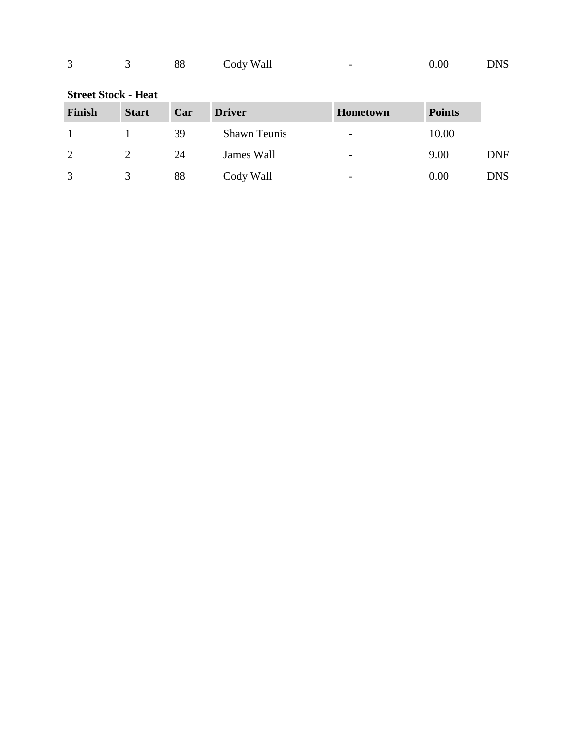| | | | | | | |
|---|---|---|---|---|---|---|
| 3 | 3 | 88 | Cody Wall | - | 0.00 | DNS |

**Street Stock - Heat**

| Finish | Start | Car | Driver | Hometown | Points | |
|---|---|---|---|---|---|---|
| 1 | 1 | 39 | Shawn Teunis | - | 10.00 | |
| 2 | 2 | 24 | James Wall | - | 9.00 | DNF |
| 3 | 3 | 88 | Cody Wall | - | 0.00 | DNS |